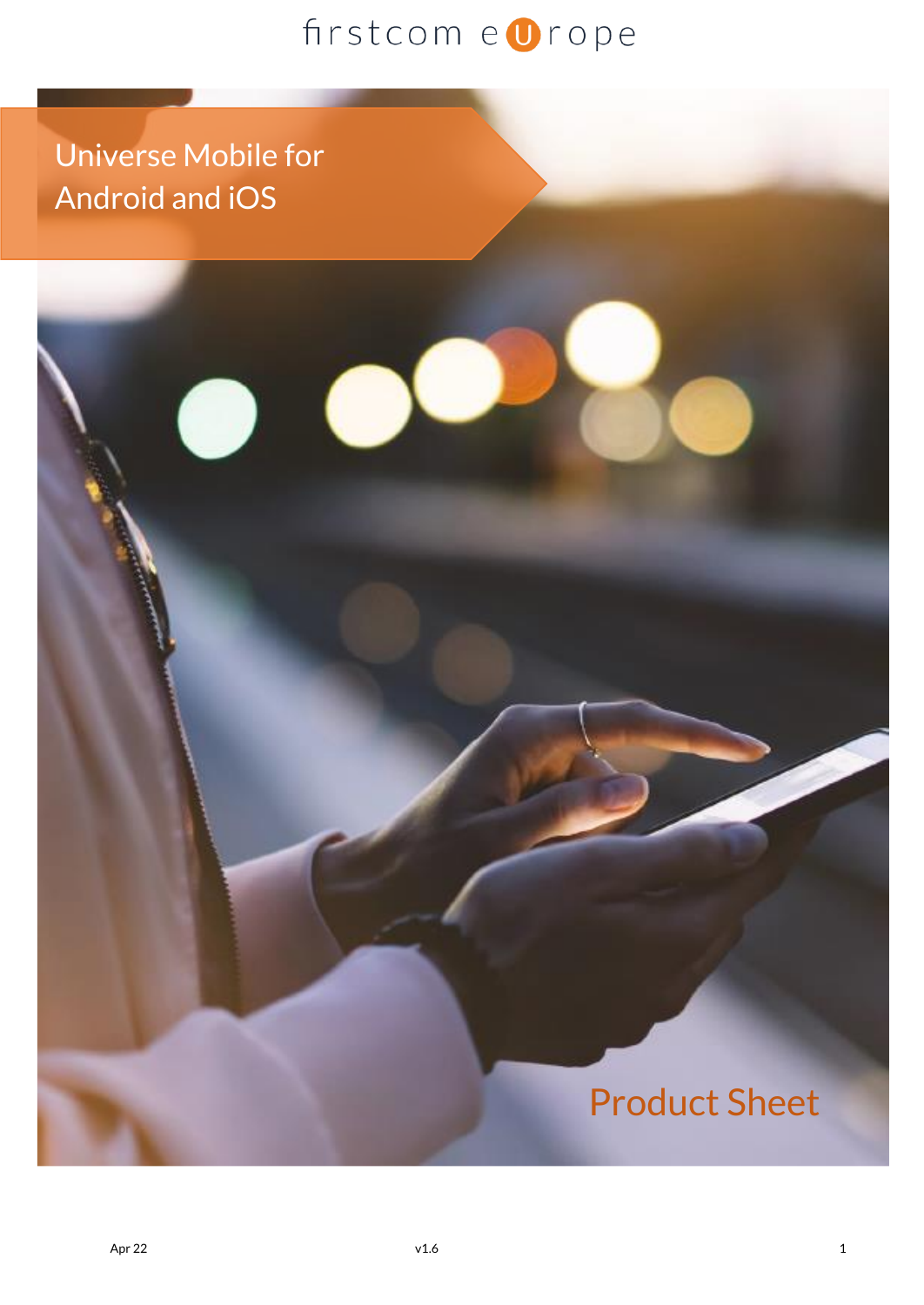firstcom europe

# Universe Mobile for Android and iOS

Product Sheet

Apr 22 v1.6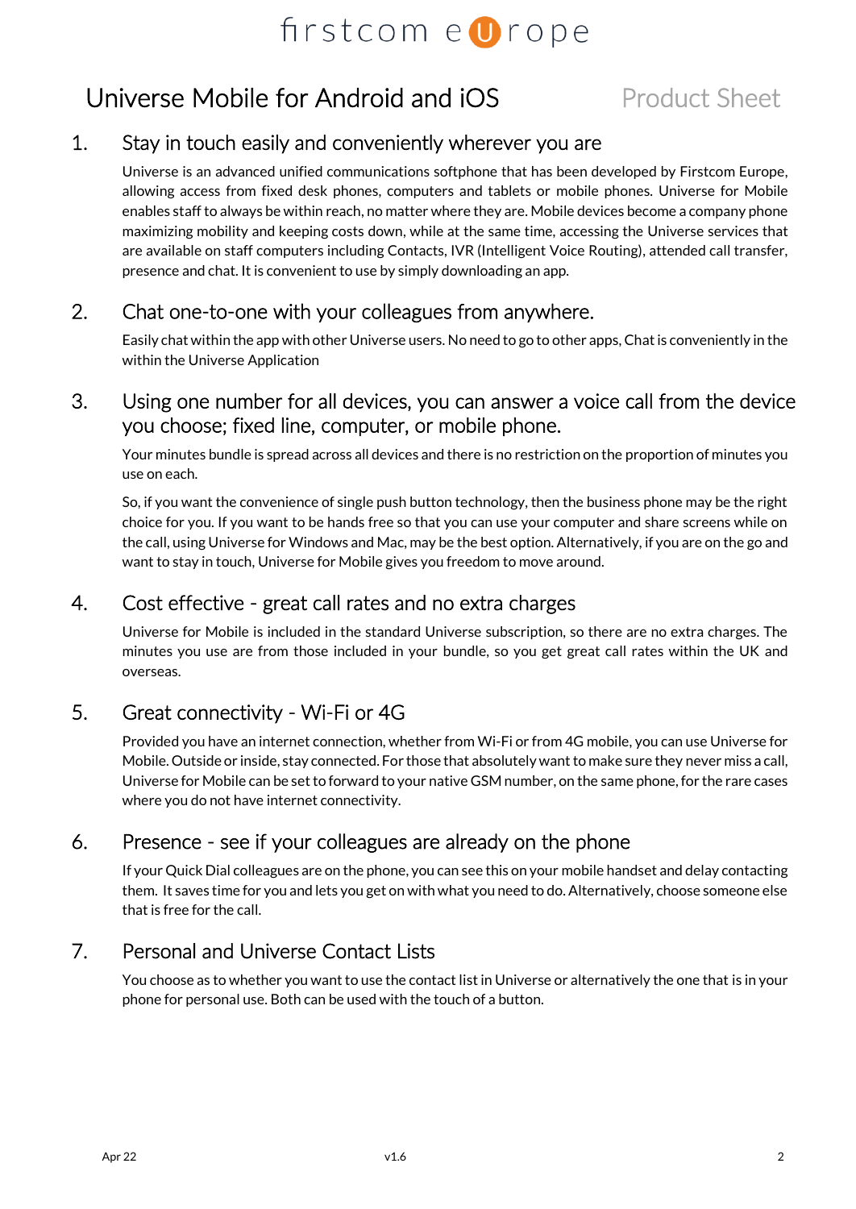# Universe Mobile for Android and iOS

Product Sheet

## 1. Stay in touch easily and conveniently wherever you are

Universe is an advanced unified communications softphone that has been developed by Firstcom Europe, allowing access from fixed desk phones, computers and tablets or mobile phones. Universe for Mobile enables staff to always be within reach, no matter where they are. Mobile devices become a company phone maximizing mobility and keeping costs down, while at the same time, accessing the Universe services that are available on staff computers including Contacts, IVR (Intelligent Voice Routing), attended call transfer, presence and chat. It is convenient to use by simply downloading an app.

## 2. Chat one-to-one with your colleagues from anywhere.

Easily chat within the app with other Universe users. No need to go to other apps, Chat is conveniently in the within the Universe Application

## 3. Using one number for all devices, you can answer a voice call from the device you choose; fixed line, computer, or mobile phone.

Your minutes bundle is spread across all devices and there is no restriction on the proportion of minutes you use on each.

So, if you want the convenience of single push button technology, then the business phone may be the right choice for you. If you want to be hands free so that you can use your computer and share screens while on the call, using Universe for Windows and Mac, may be the best option. Alternatively, if you are on the go and want to stay in touch, Universe for Mobile gives you freedom to move around.

## 4. Cost effective - great call rates and no extra charges

Universe for Mobile is included in the standard Universe subscription, so there are no extra charges. The minutes you use are from those included in your bundle, so you get great call rates within the UK and overseas.

## 5. Great connectivity - Wi-Fi or 4G

Provided you have an internet connection, whether from Wi-Fi or from 4G mobile, you can use Universe for Mobile. Outside or inside, stay connected. For those that absolutely want to make sure they never miss a call, Universe for Mobile can be set to forward to your native GSM number, on the same phone, for the rare cases where you do not have internet connectivity.

## 6. Presence - see if your colleagues are already on the phone

If your Quick Dial colleagues are on the phone, you can see this on your mobile handset and delay contacting them. It saves time for you and lets you get on with what you need to do. Alternatively, choose someone else that is free for the call.

## 7. Personal and Universe Contact Lists

You choose as to whether you want to use the contact list in Universe or alternatively the one that is in your phone for personal use. Both can be used with the touch of a button.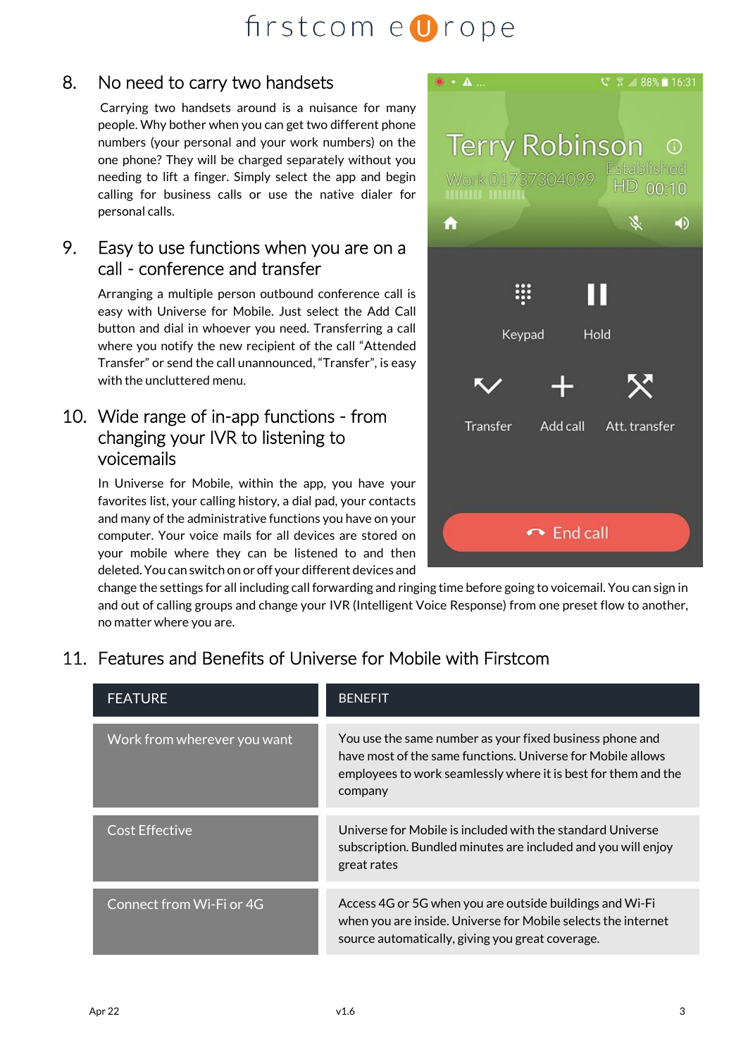## 8. No need to carry two handsets

Carrying two handsets around is a nuisance for many people. Why bother when you can get two different phone numbers (your personal and your work numbers) on the one phone? They will be charged separately without you needing to lift a finger. Simply select the app and begin calling for business calls or use the native dialer for personal calls.

## 9. Easy to use functions when you are on a call - conference and transfer

Arranging a multiple person outbound conference call is easy with Universe for Mobile. Just select the Add Call button and dial in whoever you need. Transferring a call where you notify the new recipient of the call "Attended Transfer" or send the call unannounced, "Transfer", is easy with the uncluttered menu.

## 10. Wide range of in-app functions - from changing your IVR to listening to voicemails

In Universe for Mobile, within the app, you have your favorites list, your calling history, a dial pad, your contacts and many of the administrative functions you have on your computer. Your voice mails for all devices are stored on your mobile where they can be listened to and then deleted. You can switch on or off your different devices and change the settings for all including call forwarding and ringing time before going to voicemail. You can sign in and out of calling groups and change your IVR (Intelligent Voice Response) from one preset flow to another, no matter where you are.

## 11. Features and Benefits of Universe for Mobile with Firstcom

| FEATURE | BENEFIT |
|---|---|
| Work from wherever you want | You use the same number as your fixed business phone and have most of the same functions. Universe for Mobile allows employees to work seamlessly where it is best for them and the company |
| Cost Effective | Universe for Mobile is included with the standard Universe subscription. Bundled minutes are included and you will enjoy great rates |
| Connect from Wi-Fi or 4G | Access 4G or 5G when you are outside buildings and Wi-Fi when you are inside. Universe for Mobile selects the internet source automatically, giving you great coverage. |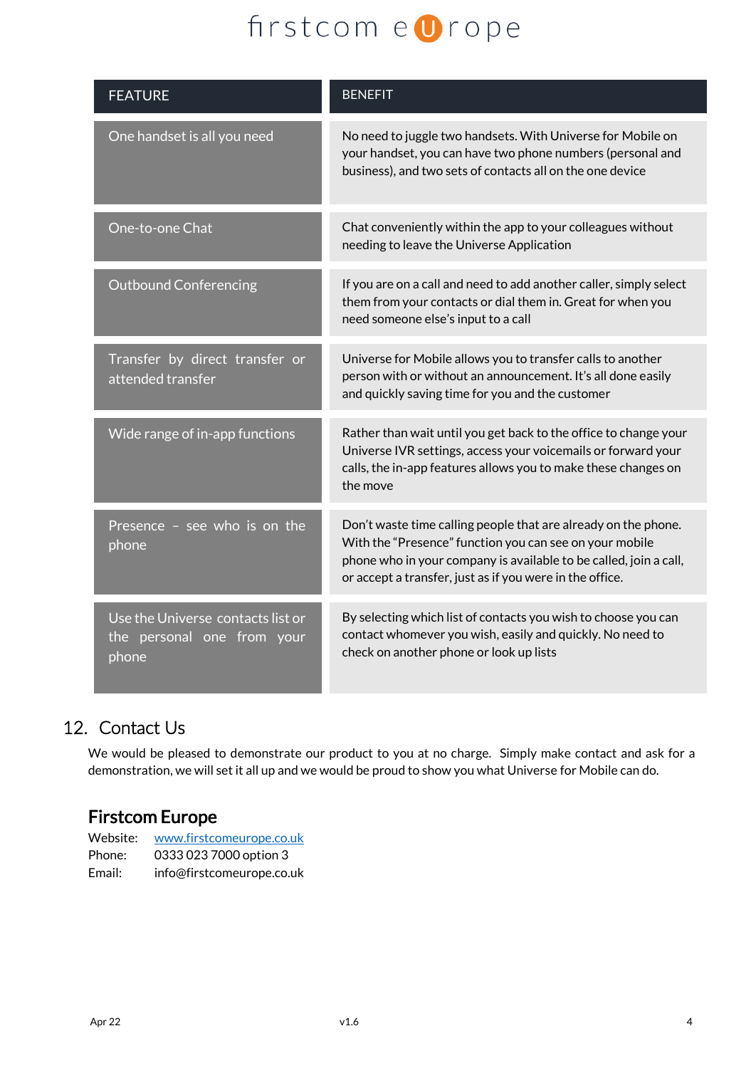| FEATURE | BENEFIT |
| --- | --- |
| One handset is all you need | No need to juggle two handsets. With Universe for Mobile on your handset, you can have two phone numbers (personal and business), and two sets of contacts all on the one device |
| One-to-one Chat | Chat conveniently within the app to your colleagues without needing to leave the Universe Application |
| Outbound Conferencing | If you are on a call and need to add another caller, simply select them from your contacts or dial them in. Great for when you need someone else's input to a call |
| Transfer by direct transfer or attended transfer | Universe for Mobile allows you to transfer calls to another person with or without an announcement. It's all done easily and quickly saving time for you and the customer |
| Wide range of in-app functions | Rather than wait until you get back to the office to change your Universe IVR settings, access your voicemails or forward your calls, the in-app features allows you to make these changes on the move |
| Presence – see who is on the phone | Don't waste time calling people that are already on the phone. With the "Presence" function you can see on your mobile phone who in your company is available to be called, join a call, or accept a transfer, just as if you were in the office. |
| Use the Universe contacts list or the personal one from your phone | By selecting which list of contacts you wish to choose you can contact whomever you wish, easily and quickly. No need to check on another phone or look up lists |

## 12. Contact Us

We would be pleased to demonstrate our product to you at no charge. Simply make contact and ask for a demonstration, we will set it all up and we would be proud to show you what Universe for Mobile can do.

### Firstcom Europe

Website: [www.firstcomeurope.co.uk](http://www.firstcomeurope.co.uk)
Phone: 0333 023 7000 option 3
Email: info@firstcomeurope.co.uk